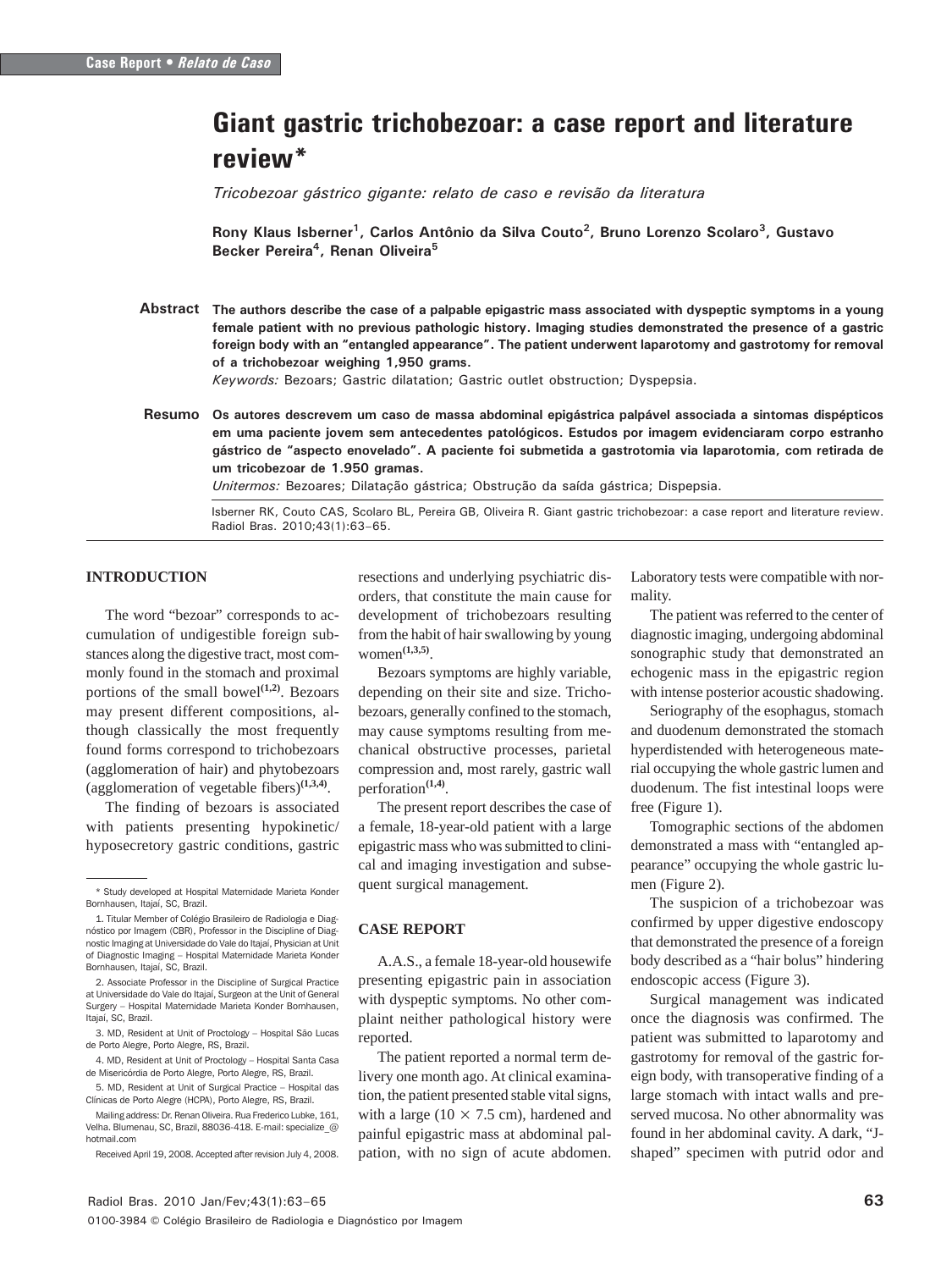Case Report • *Relato de Caso*

# Giant gastric trichobezoar: a case report and literature review*

*Tricobezoar gástrico gigante: relato de caso e revisão da literatura*

**Rony Klaus Isberner[1], Carlos Antônio da Silva Couto[2], Bruno Lorenzo Scolaro[3], Gustavo Becker Pereira[4], Renan Oliveira[5]**

**Abstract** **The authors describe the case of a palpable epigastric mass associated with dyspeptic symptoms in a young female patient with no previous pathologic history. Imaging studies demonstrated the presence of a gastric foreign body with an "entangled appearance". The patient underwent laparotomy and gastrotomy for removal of a trichobezoar weighing 1,950 grams.**

*Keywords:* Bezoars; Gastric dilatation; Gastric outlet obstruction; Dyspepsia.

**Resumo** **Os autores descrevem um caso de massa abdominal epigástrica palpável associada a sintomas dispépticos em uma paciente jovem sem antecedentes patológicos. Estudos por imagem evidenciaram corpo estranho gástrico de "aspecto enovelado". A paciente foi submetida a gastrotomia via laparotomia, com retirada de um tricobezoar de 1.950 gramas.**

*Unitermos:* Bezoares; Dilatação gástrica; Obstrução da saída gástrica; Dispepsia.

Isberner RK, Couto CAS, Scolaro BL, Pereira GB, Oliveira R. Giant gastric trichobezoar: a case report and literature review. Radiol Bras. 2010;43(1):63–65.

## INTRODUCTION

The word "bezoar" corresponds to accumulation of undigestible foreign substances along the digestive tract, most commonly found in the stomach and proximal portions of the small bowel[1,2]. Bezoars may present different compositions, although classically the most frequently found forms correspond to trichobezoars (agglomeration of hair) and phytobezoars (agglomeration of vegetable fibers)[1,3,4].

The finding of bezoars is associated with patients presenting hypokinetic/hyposecretory gastric conditions, gastric resections and underlying psychiatric disorders, that constitute the main cause for development of trichobezoars resulting from the habit of hair swallowing by young women[1,3,5].

Bezoars symptoms are highly variable, depending on their site and size. Trichobezoars, generally confined to the stomach, may cause symptoms resulting from mechanical obstructive processes, parietal compression and, most rarely, gastric wall perforation[1,4].

The present report describes the case of a female, 18-year-old patient with a large epigastric mass who was submitted to clinical and imaging investigation and subsequent surgical management.

## CASE REPORT

A.A.S., a female 18-year-old housewife presenting epigastric pain in association with dyspeptic symptoms. No other complaint neither pathological history were reported.

The patient reported a normal term delivery one month ago. At clinical examination, the patient presented stable vital signs, with a large (10 × 7.5 cm), hardened and painful epigastric mass at abdominal palpation, with no sign of acute abdomen. Laboratory tests were compatible with normality.

The patient was referred to the center of diagnostic imaging, undergoing abdominal sonographic study that demonstrated an echogenic mass in the epigastric region with intense posterior acoustic shadowing.

Seriography of the esophagus, stomach and duodenum demonstrated the stomach hyperdistended with heterogeneous material occupying the whole gastric lumen and duodenum. The fist intestinal loops were free (Figure 1).

Tomographic sections of the abdomen demonstrated a mass with "entangled appearance" occupying the whole gastric lumen (Figure 2).

The suspicion of a trichobezoar was confirmed by upper digestive endoscopy that demonstrated the presence of a foreign body described as a "hair bolus" hindering endoscopic access (Figure 3).

Surgical management was indicated once the diagnosis was confirmed. The patient was submitted to laparotomy and gastrotomy for removal of the gastric foreign body, with transoperative finding of a large stomach with intact walls and preserved mucosa. No other abnormality was found in her abdominal cavity. A dark, "J-shaped" specimen with putrid odor and

---

\* Study developed at Hospital Maternidade Marieta Konder Bornhausen, Itajaí, SC, Brazil.

1. Titular Member of Colégio Brasileiro de Radiologia e Diagnóstico por Imagem (CBR), Professor in the Discipline of Diagnostic Imaging at Universidade do Vale do Itajaí, Physician at Unit of Diagnostic Imaging – Hospital Maternidade Marieta Konder Bornhausen, Itajaí, SC, Brazil.

2. Associate Professor in the Discipline of Surgical Practice at Universidade do Vale do Itajaí, Surgeon at the Unit of General Surgery – Hospital Maternidade Marieta Konder Bornhausen, Itajaí, SC, Brazil.

3. MD, Resident at Unit of Proctology – Hospital São Lucas de Porto Alegre, Porto Alegre, RS, Brazil.

4. MD, Resident at Unit of Proctology – Hospital Santa Casa de Misericórdia de Porto Alegre, Porto Alegre, RS, Brazil.

5. MD, Resident at Unit of Surgical Practice – Hospital das Clínicas de Porto Alegre (HCPA), Porto Alegre, RS, Brazil.

Mailing address: Dr. Renan Oliveira. Rua Frederico Lubke, 161, Velha. Blumenau, SC, Brazil, 88036-418. E-mail: specialize_@hotmail.com

Received April 19, 2008. Accepted after revision July 4, 2008.

0100-3984 © Colégio Brasileiro de Radiologia e Diagnóstico por Imagem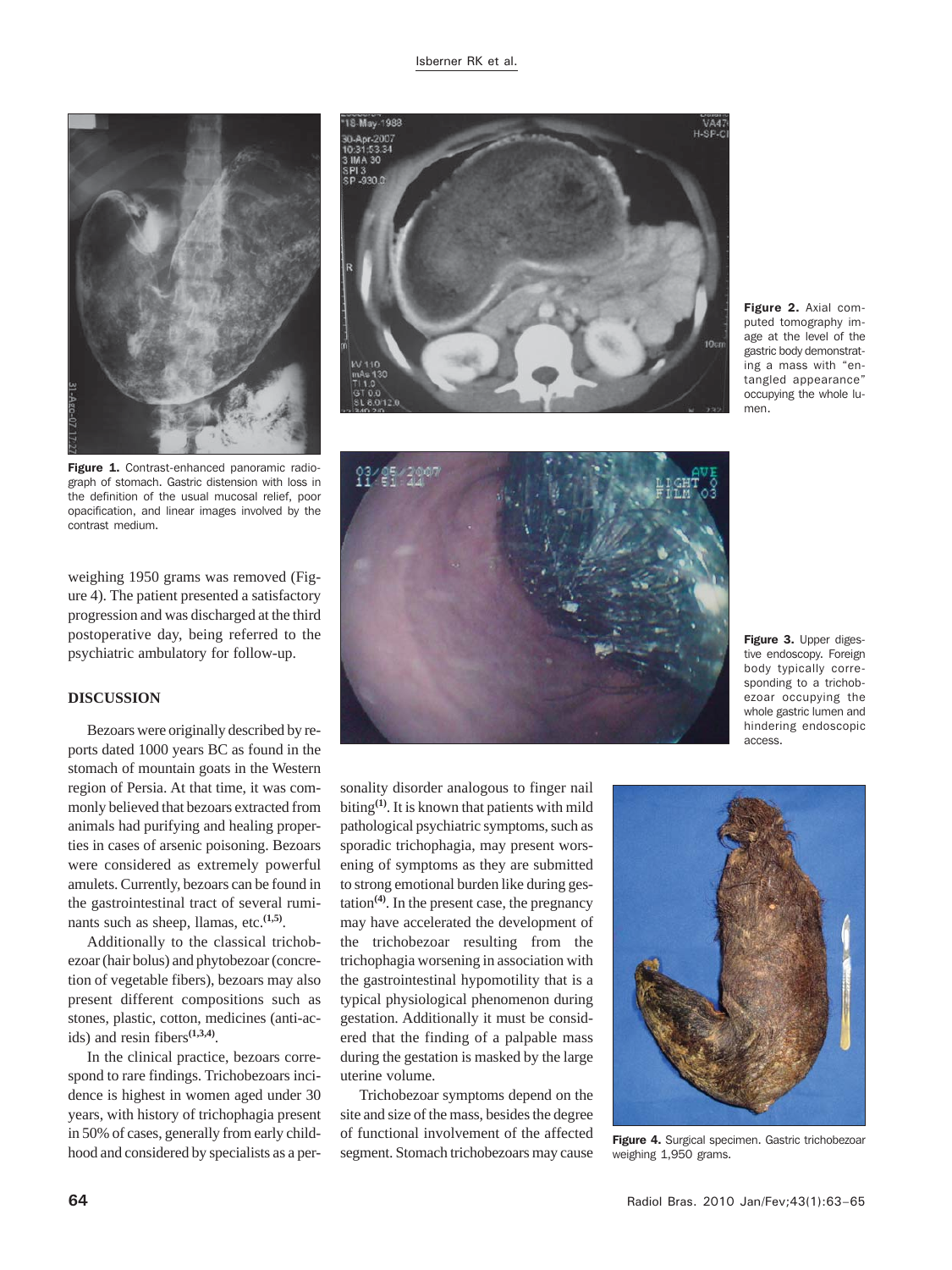Figure 1. Contrast-enhanced panoramic radiograph of stomach. Gastric distension with loss in the definition of the usual mucosal relief, poor opacification, and linear images involved by the contrast medium.

Figure 2. Axial computed tomography image at the level of the gastric body demonstrating a mass with "entangled appearance" occupying the whole lumen.

Figure 3. Upper digestive endoscopy. Foreign body typically corresponding to a trichobezoar occupying the whole gastric lumen and hindering endoscopic access.

Figure 4. Surgical specimen. Gastric trichobezoar weighing 1,950 grams.

weighing 1950 grams was removed (Figure 4). The patient presented a satisfactory progression and was discharged at the third postoperative day, being referred to the psychiatric ambulatory for follow-up.

## DISCUSSION

Bezoars were originally described by reports dated 1000 years BC as found in the stomach of mountain goats in the Western region of Persia. At that time, it was commonly believed that bezoars extracted from animals had purifying and healing properties in cases of arsenic poisoning. Bezoars were considered as extremely powerful amulets. Currently, bezoars can be found in the gastrointestinal tract of several ruminants such as sheep, llamas, etc.[1,5].

Additionally to the classical trichobezoar (hair bolus) and phytobezoar (concretion of vegetable fibers), bezoars may also present different compositions such as stones, plastic, cotton, medicines (anti-acids) and resin fibers[1,3,4].

In the clinical practice, bezoars correspond to rare findings. Trichobezoars incidence is highest in women aged under 30 years, with history of trichophagia present in 50% of cases, generally from early childhood and considered by specialists as a personality disorder analogous to finger nail biting[1]. It is known that patients with mild pathological psychiatric symptoms, such as sporadic trichophagia, may present worsening of symptoms as they are submitted to strong emotional burden like during gestation[4]. In the present case, the pregnancy may have accelerated the development of the trichobezoar resulting from the trichophagia worsening in association with the gastrointestinal hypomotility that is a typical physiological phenomenon during gestation. Additionally it must be considered that the finding of a palpable mass during the gestation is masked by the large uterine volume.

Trichobezoar symptoms depend on the site and size of the mass, besides the degree of functional involvement of the affected segment. Stomach trichobezoars may cause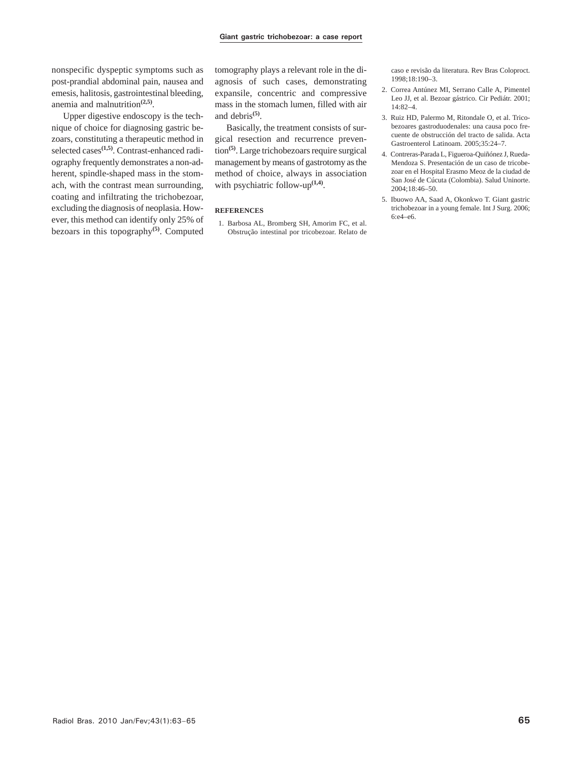nonspecific dyspeptic symptoms such as post-prandial abdominal pain, nausea and emesis, halitosis, gastrointestinal bleeding, anemia and malnutrition[2,5].

Upper digestive endoscopy is the technique of choice for diagnosing gastric bezoars, constituting a therapeutic method in selected cases[1,5]. Contrast-enhanced radiography frequently demonstrates a non-adherent, spindle-shaped mass in the stomach, with the contrast mean surrounding, coating and infiltrating the trichobezoar, excluding the diagnosis of neoplasia. However, this method can identify only 25% of bezoars in this topography[5]. Computed tomography plays a relevant role in the diagnosis of such cases, demonstrating expansile, concentric and compressive mass in the stomach lumen, filled with air and debris[5].

Basically, the treatment consists of surgical resection and recurrence prevention[5]. Large trichobezoars require surgical management by means of gastrotomy as the method of choice, always in association with psychiatric follow-up[1,4].

## REFERENCES

1. Barbosa AL, Bromberg SH, Amorim FC, et al. Obstrução intestinal por tricobezoar. Relato de caso e revisão da literatura. Rev Bras Coloproct. 1998;18:190–3.
2. Correa Antúnez MI, Serrano Calle A, Pimentel Leo JJ, et al. Bezoar gástrico. Cir Pediátr. 2001; 14:82–4.
3. Ruiz HD, Palermo M, Ritondale O, et al. Tricobezoares gastroduodenales: una causa poco frecuente de obstrucción del tracto de salida. Acta Gastroenterol Latinoam. 2005;35:24–7.
4. Contreras-Parada L, Figueroa-Quiñónez J, Rueda-Mendoza S. Presentación de un caso de tricobezoar en el Hospital Erasmo Meoz de la ciudad de San José de Cúcuta (Colombia). Salud Uninorte. 2004;18:46–50.
5. Ibuowo AA, Saad A, Okonkwo T. Giant gastric trichobezoar in a young female. Int J Surg. 2006; 6:e4–e6.